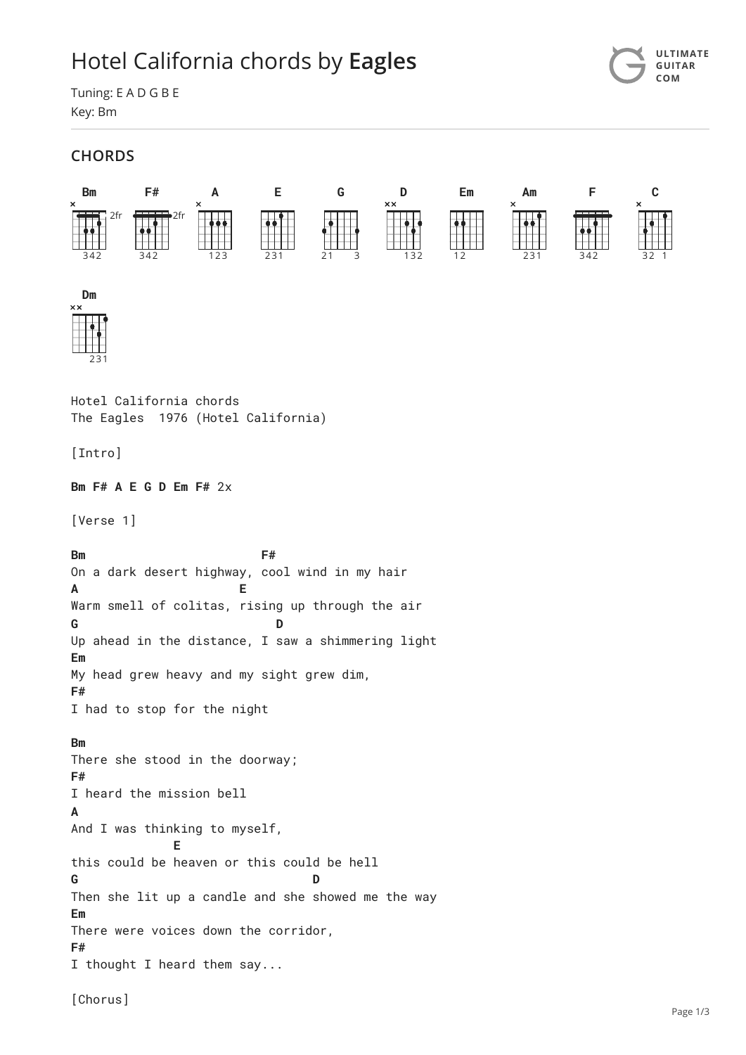# Hotel California chords by **Eagles**

Tuning: E A D G B E
Key: Bm

## CHORDS

Bm F# A E G D Em Am F C Dm

```
Hotel California chords
The Eagles  1976 (Hotel California)

[Intro]

Bm F# A E G D Em F# 2x

[Verse 1]

Bm                          F#
On a dark desert highway, cool wind in my hair
A                        E
Warm smell of colitas, rising up through the air
G                          D
Up ahead in the distance, I saw a shimmering light
Em
My head grew heavy and my sight grew dim,
F#
I had to stop for the night

Bm
There she stood in the doorway;
F#
I heard the mission bell
A
And I was thinking to myself,
              E
this could be heaven or this could be hell
G                                D
Then she lit up a candle and she showed me the way
Em
There were voices down the corridor,
F#
I thought I heard them say...

[Chorus]
```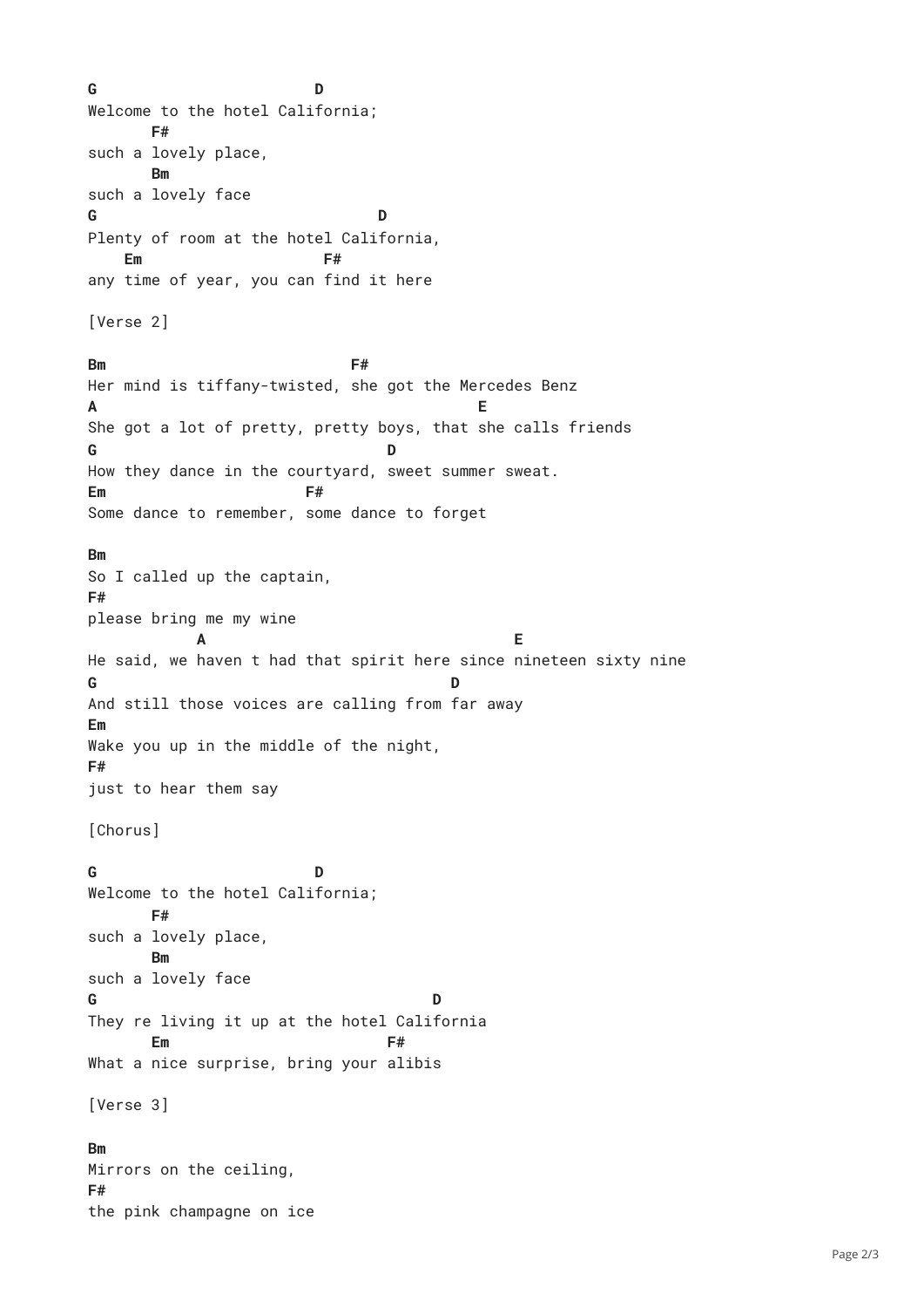```
G                        D
Welcome to the hotel California;
       F#
such a lovely place,
       Bm
such a lovely face
G                               D
Plenty of room at the hotel California,
    Em                  F#
any time of year, you can find it here

[Verse 2]

Bm                          F#
Her mind is tiffany-twisted, she got the Mercedes Benz
A                                          E
She got a lot of pretty, pretty boys, that she calls friends
G                                 D
How they dance in the courtyard, sweet summer sweat.
Em                     F#
Some dance to remember, some dance to forget

Bm
So I called up the captain,
F#
please bring me my wine
            A                                  E
He said, we haven t had that spirit here since nineteen sixty nine
G                                       D
And still those voices are calling from far away
Em
Wake you up in the middle of the night,
F#
just to hear them say

[Chorus]

G                        D
Welcome to the hotel California;
       F#
such a lovely place,
       Bm
such a lovely face
G                                     D
They re living it up at the hotel California
       Em                        F#
What a nice surprise, bring your alibis

[Verse 3]

Bm
Mirrors on the ceiling,
F#
the pink champagne on ice
```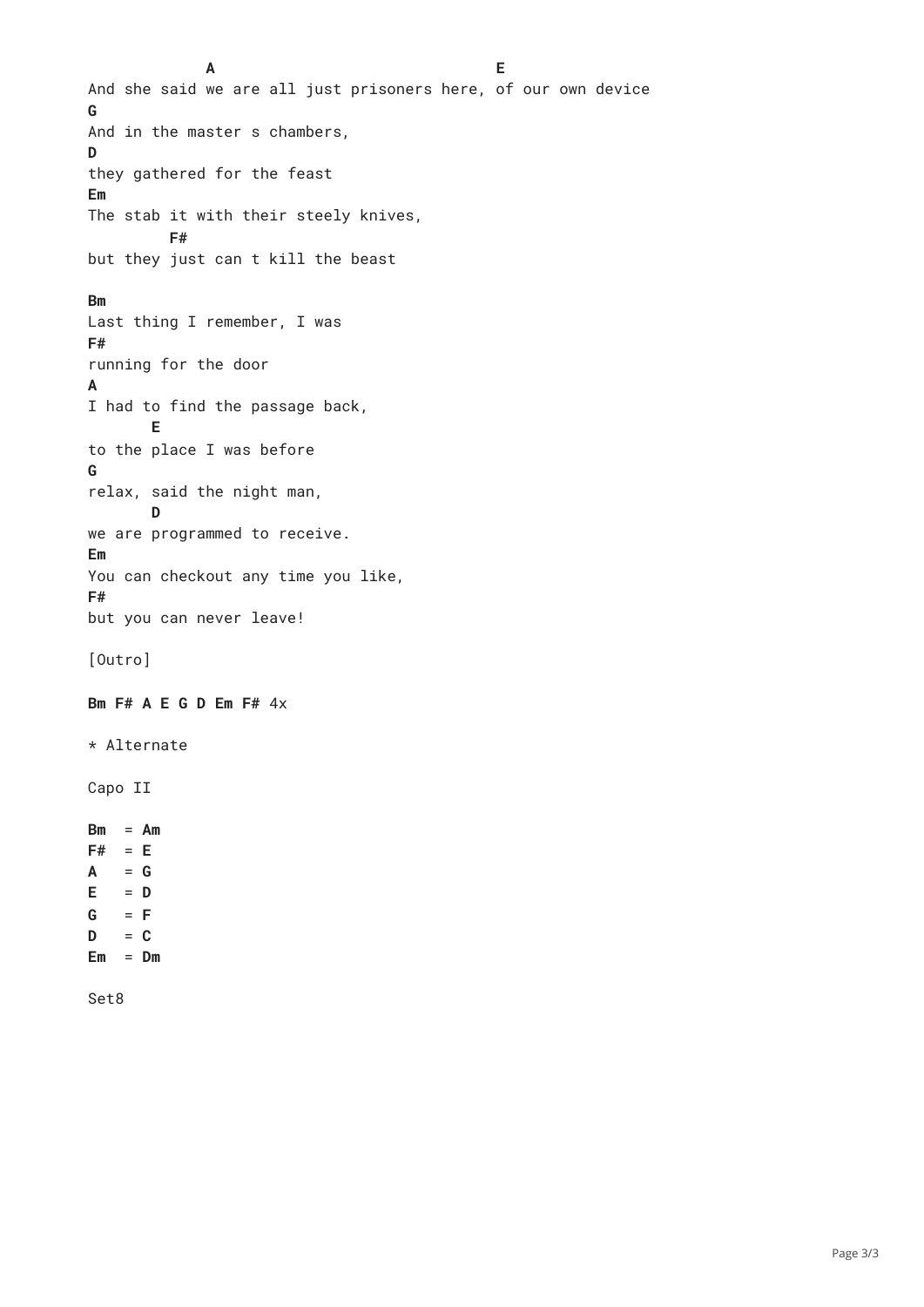```
            A                               E
And she said we are all just prisoners here, of our own device
G
And in the master s chambers,
D
they gathered for the feast
Em
The stab it with their steely knives,
         F#
but they just can t kill the beast

Bm
Last thing I remember, I was
F#
running for the door
A
I had to find the passage back,
       E
to the place I was before
G
relax, said the night man,
       D
we are programmed to receive.
Em
You can checkout any time you like,
F#
but you can never leave!
```

[Outro]

**Bm F# A E G D Em F#** 4x

* Alternate

Capo II

```
Bm  = Am
F#  = E
A   = G
E   = D
G   = F
D   = C
Em  = Dm
```

Set8